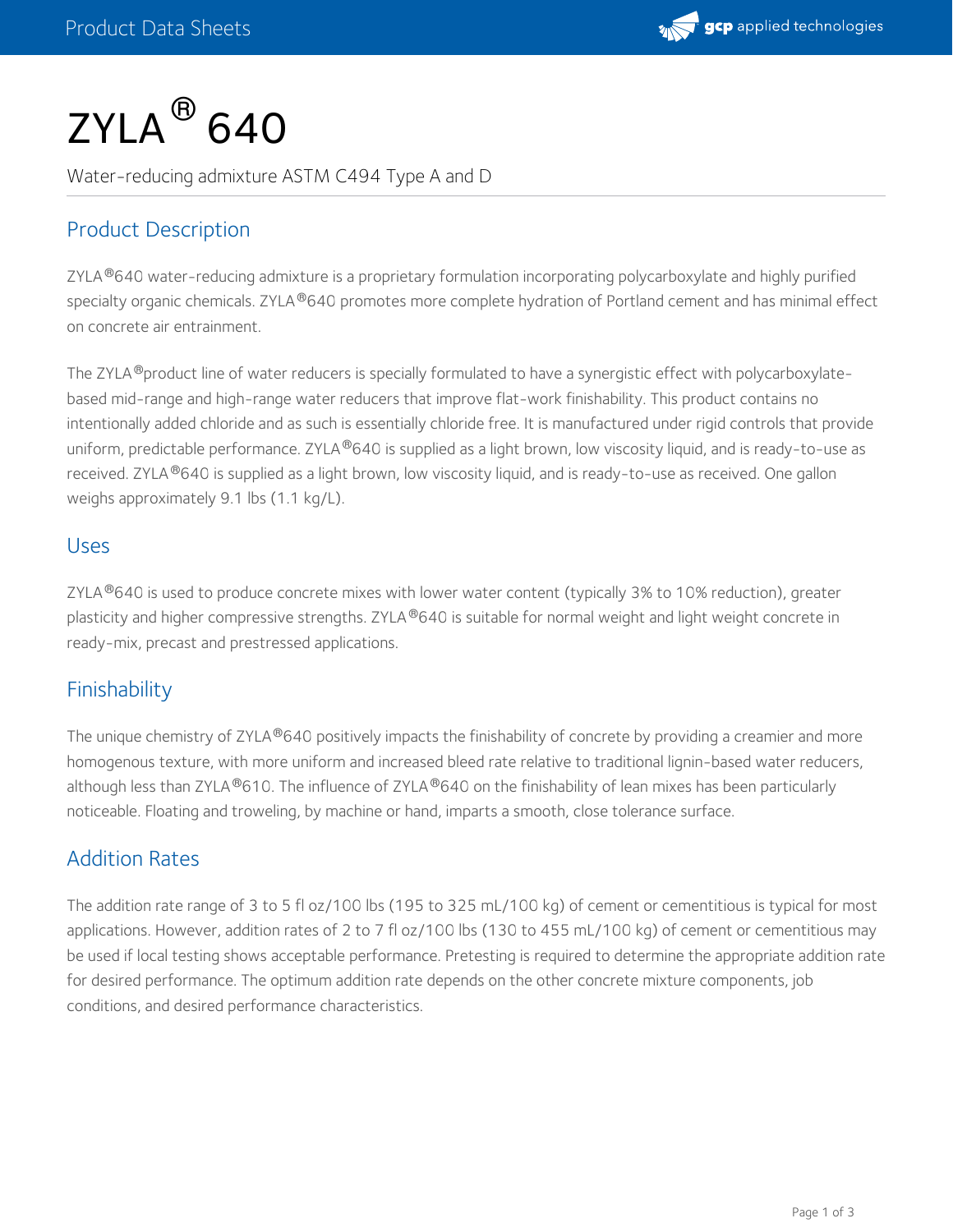# ZYLA® 640

Water-reducing admixture ASTM C494 Type A and D

## Product Description

ZYLA®640 water-reducing admixture is a proprietary formulation incorporating polycarboxylate and highly purified specialty organic chemicals. ZYLA®640 promotes more complete hydration of Portland cement and has minimal effect on concrete air entrainment.

The ZYLA®product line of water reducers is specially formulated to have a synergistic effect with polycarboxylate-based mid-range and high-range water reducers that improve flat-work finishability. This product contains no intentionally added chloride and as such is essentially chloride free. It is manufactured under rigid controls that provide uniform, predictable performance. ZYLA®640 is supplied as a light brown, low viscosity liquid, and is ready-to-use as received. ZYLA®640 is supplied as a light brown, low viscosity liquid, and is ready-to-use as received. One gallon weighs approximately 9.1 lbs (1.1 kg/L).

## Uses

ZYLA®640 is used to produce concrete mixes with lower water content (typically 3% to 10% reduction), greater plasticity and higher compressive strengths. ZYLA®640 is suitable for normal weight and light weight concrete in ready-mix, precast and prestressed applications.

## Finishability

The unique chemistry of ZYLA®640 positively impacts the finishability of concrete by providing a creamier and more homogenous texture, with more uniform and increased bleed rate relative to traditional lignin-based water reducers, although less than ZYLA®610. The influence of ZYLA®640 on the finishability of lean mixes has been particularly noticeable. Floating and troweling, by machine or hand, imparts a smooth, close tolerance surface.

## Addition Rates

The addition rate range of 3 to 5 fl oz/100 lbs (195 to 325 mL/100 kg) of cement or cementitious is typical for most applications. However, addition rates of 2 to 7 fl oz/100 lbs (130 to 455 mL/100 kg) of cement or cementitious may be used if local testing shows acceptable performance. Pretesting is required to determine the appropriate addition rate for desired performance. The optimum addition rate depends on the other concrete mixture components, job conditions, and desired performance characteristics.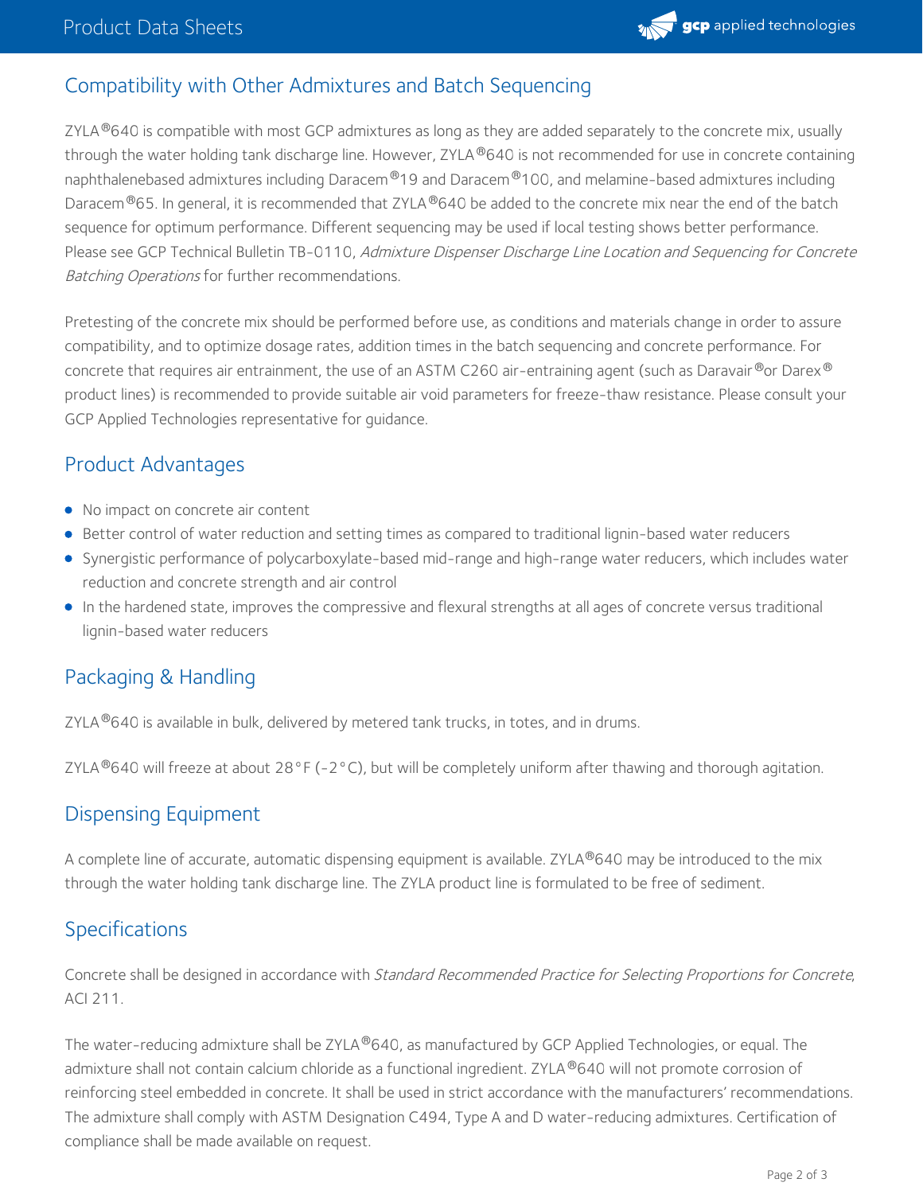## Compatibility with Other Admixtures and Batch Sequencing

ZYLA®640 is compatible with most GCP admixtures as long as they are added separately to the concrete mix, usually through the water holding tank discharge line. However, ZYLA®640 is not recommended for use in concrete containing naphthalenebased admixtures including Daracem®19 and Daracem®100, and melamine-based admixtures including Daracem®65. In general, it is recommended that ZYLA®640 be added to the concrete mix near the end of the batch sequence for optimum performance. Different sequencing may be used if local testing shows better performance. Please see GCP Technical Bulletin TB-0110, *Admixture Dispenser Discharge Line Location and Sequencing for Concrete Batching Operations* for further recommendations.

Pretesting of the concrete mix should be performed before use, as conditions and materials change in order to assure compatibility, and to optimize dosage rates, addition times in the batch sequencing and concrete performance. For concrete that requires air entrainment, the use of an ASTM C260 air-entraining agent (such as Daravair®or Darex® product lines) is recommended to provide suitable air void parameters for freeze-thaw resistance. Please consult your GCP Applied Technologies representative for guidance.

## Product Advantages

- No impact on concrete air content
- Better control of water reduction and setting times as compared to traditional lignin-based water reducers
- Synergistic performance of polycarboxylate-based mid-range and high-range water reducers, which includes water reduction and concrete strength and air control
- In the hardened state, improves the compressive and flexural strengths at all ages of concrete versus traditional lignin-based water reducers

## Packaging & Handling

ZYLA®640 is available in bulk, delivered by metered tank trucks, in totes, and in drums.

ZYLA®640 will freeze at about 28°F (-2°C), but will be completely uniform after thawing and thorough agitation.

## Dispensing Equipment

A complete line of accurate, automatic dispensing equipment is available. ZYLA®640 may be introduced to the mix through the water holding tank discharge line. The ZYLA product line is formulated to be free of sediment.

## Specifications

Concrete shall be designed in accordance with *Standard Recommended Practice for Selecting Proportions for Concrete*, ACI 211.

The water-reducing admixture shall be ZYLA®640, as manufactured by GCP Applied Technologies, or equal. The admixture shall not contain calcium chloride as a functional ingredient. ZYLA®640 will not promote corrosion of reinforcing steel embedded in concrete. It shall be used in strict accordance with the manufacturers' recommendations. The admixture shall comply with ASTM Designation C494, Type A and D water-reducing admixtures. Certification of compliance shall be made available on request.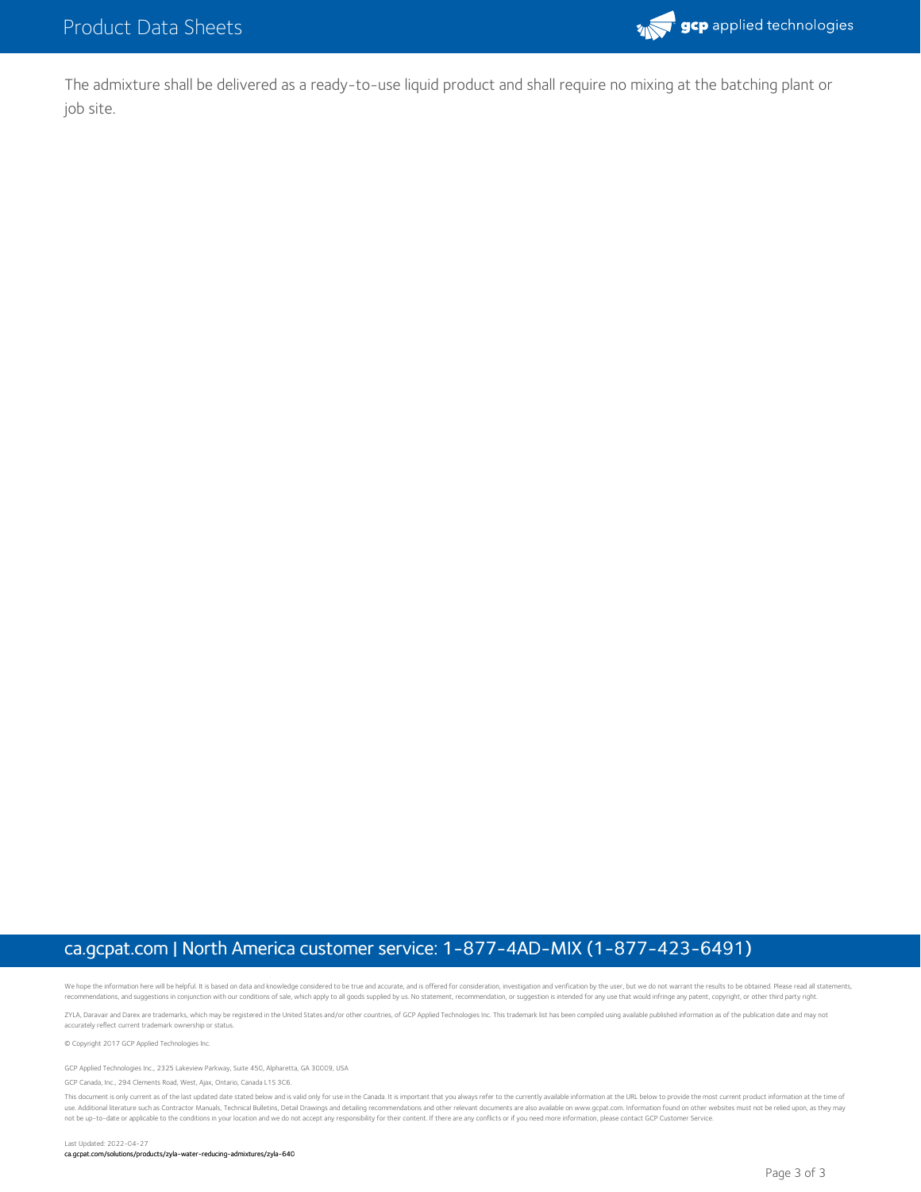The admixture shall be delivered as a ready-to-use liquid product and shall require no mixing at the batching plant or job site.

ca.gcpat.com | North America customer service: 1-877-4AD-MIX (1-877-423-6491)

We hope the information here will be helpful. It is based on data and knowledge considered to be true and accurate, and is offered for consideration, investigation and verification by the user, but we do not warrant the results to be obtained. Please read all statements, recommendations, and suggestions in conjunction with our conditions of sale, which apply to all goods supplied by us. No statement, recommendation, or suggestion is intended for any use that would infringe any patent, copyright, or other third party right.

ZYLA, Daravair and Darex are trademarks, which may be registered in the United States and/or other countries, of GCP Applied Technologies Inc. This trademark list has been compiled using available published information as of the publication date and may not accurately reflect current trademark ownership or status.

© Copyright 2017 GCP Applied Technologies Inc.

GCP Applied Technologies Inc., 2325 Lakeview Parkway, Suite 450, Alpharetta, GA 30009, USA

GCP Canada, Inc., 294 Clements Road, West, Ajax, Ontario, Canada L1S 3C6.

This document is only current as of the last updated date stated below and is valid only for use in the Canada. It is important that you always refer to the currently available information at the URL below to provide the most current product information at the time of use. Additional literature such as Contractor Manuals, Technical Bulletins, Detail Drawings and detailing recommendations and other relevant documents are also available on www.gcpat.com. Information found on other websites must not be relied upon, as they may not be up-to-date or applicable to the conditions in your location and we do not accept any responsibility for their content. If there are any conflicts or if you need more information, please contact GCP Customer Service.

Last Updated: 2022-04-27

ca.gcpat.com/solutions/products/zyla-water-reducing-admixtures/zyla-640